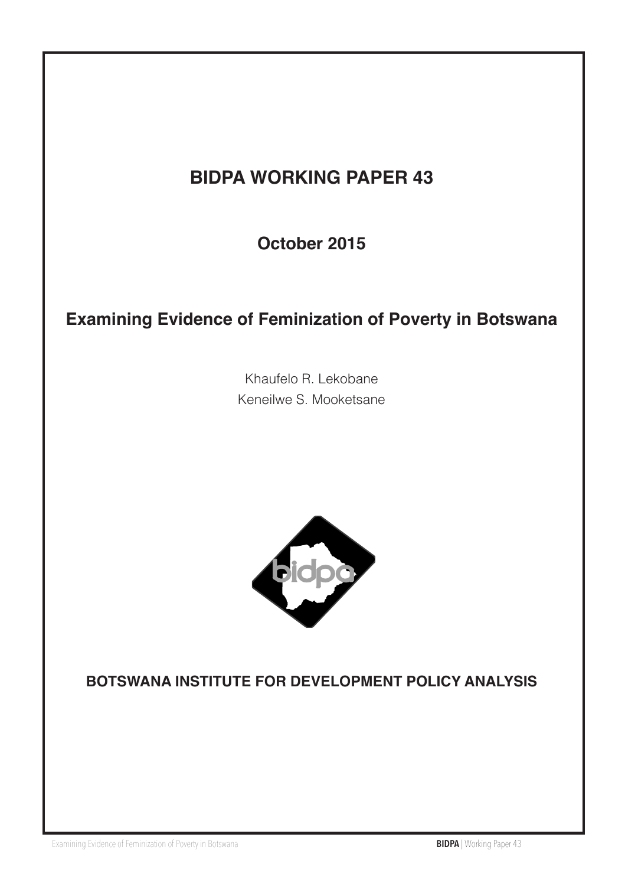# BIDPA WORKING PAPER 43

## October 2015

## Examining Evidence of Feminization of Poverty in Botswana

Khaufelo R. Lekobane

Keneilwe S. Mooketsane

**BOTSWANA INSTITUTE FOR DEVELOPMENT POLICY ANALYSIS**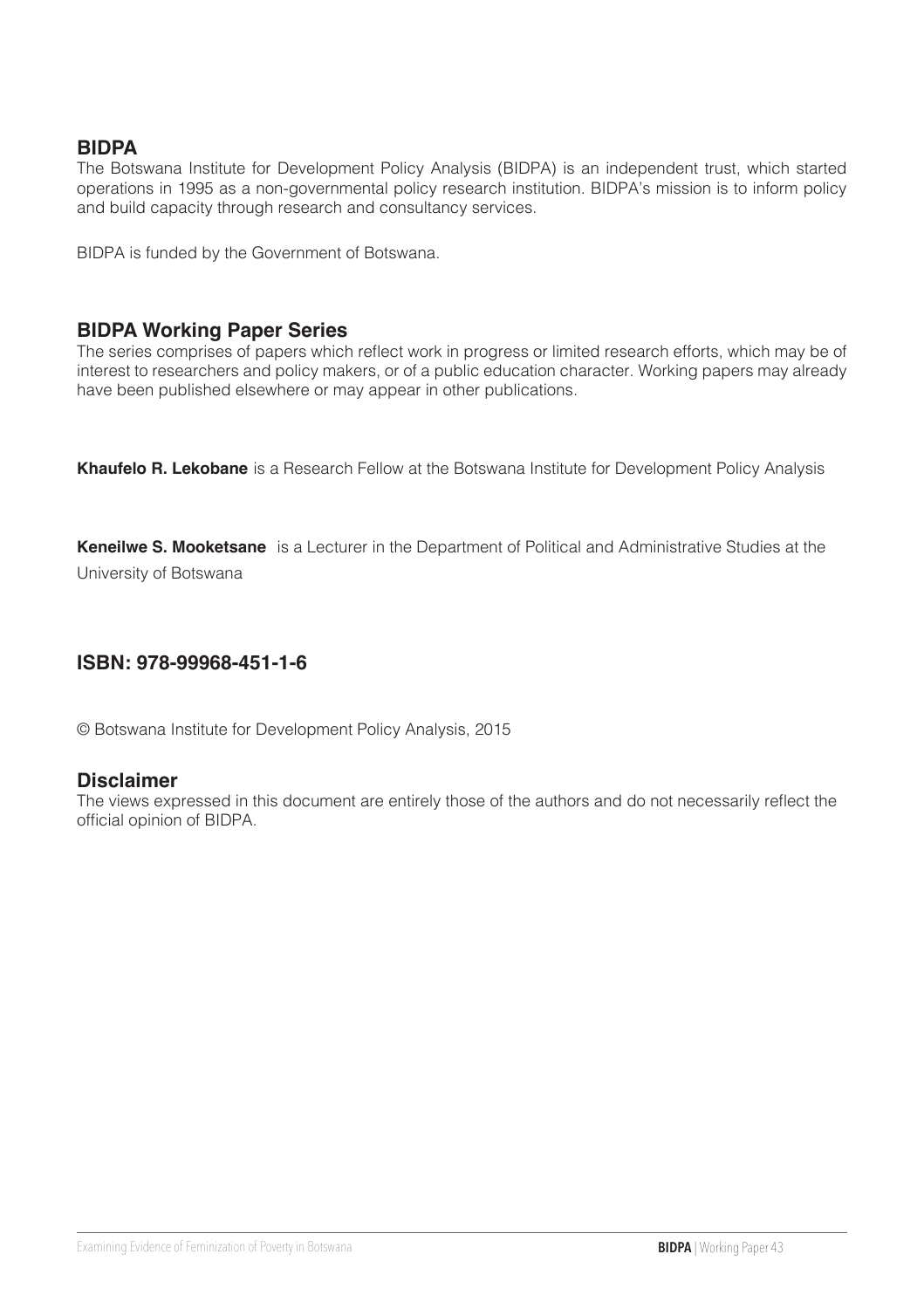## BIDPA

The Botswana Institute for Development Policy Analysis (BIDPA) is an independent trust, which started operations in 1995 as a non-governmental policy research institution. BIDPA's mission is to inform policy and build capacity through research and consultancy services.

BIDPA is funded by the Government of Botswana.

## BIDPA Working Paper Series

The series comprises of papers which reflect work in progress or limited research efforts, which may be of interest to researchers and policy makers, or of a public education character. Working papers may already have been published elsewhere or may appear in other publications.

**Khaufelo R. Lekobane** is a Research Fellow at the Botswana Institute for Development Policy Analysis

**Keneilwe S. Mooketsane** is a Lecturer in the Department of Political and Administrative Studies at the University of Botswana

**ISBN: 978-99968-451-1-6**

© Botswana Institute for Development Policy Analysis, 2015

## Disclaimer

The views expressed in this document are entirely those of the authors and do not necessarily reflect the official opinion of BIDPA.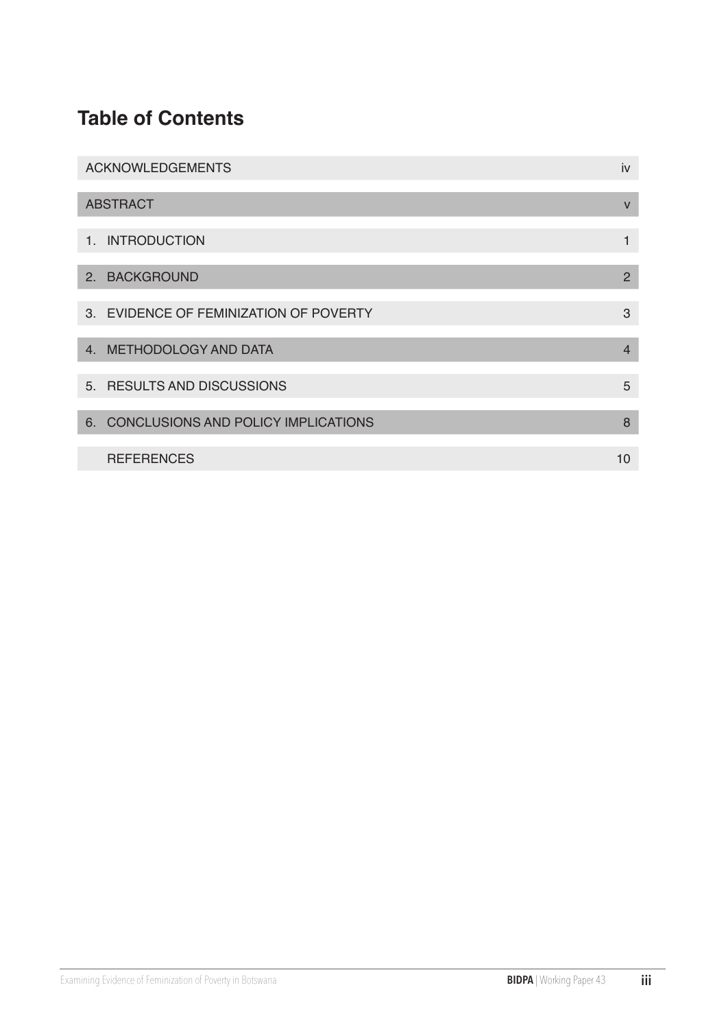# Table of Contents

| | |
|---|---|
| ACKNOWLEDGEMENTS | iv |
| ABSTRACT | v |
| 1. INTRODUCTION | 1 |
| 2. BACKGROUND | 2 |
| 3. EVIDENCE OF FEMINIZATION OF POVERTY | 3 |
| 4. METHODOLOGY AND DATA | 4 |
| 5. RESULTS AND DISCUSSIONS | 5 |
| 6. CONCLUSIONS AND POLICY IMPLICATIONS | 8 |
| REFERENCES | 10 |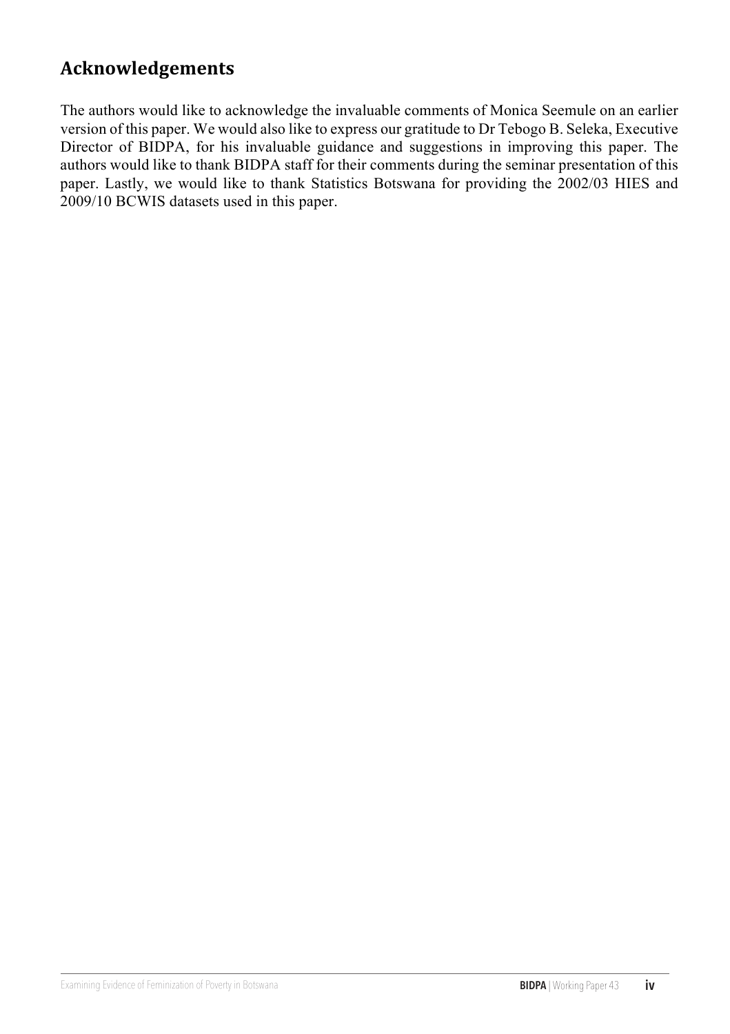## Acknowledgements

The authors would like to acknowledge the invaluable comments of Monica Seemule on an earlier version of this paper. We would also like to express our gratitude to Dr Tebogo B. Seleka, Executive Director of BIDPA, for his invaluable guidance and suggestions in improving this paper. The authors would like to thank BIDPA staff for their comments during the seminar presentation of this paper. Lastly, we would like to thank Statistics Botswana for providing the 2002/03 HIES and 2009/10 BCWIS datasets used in this paper.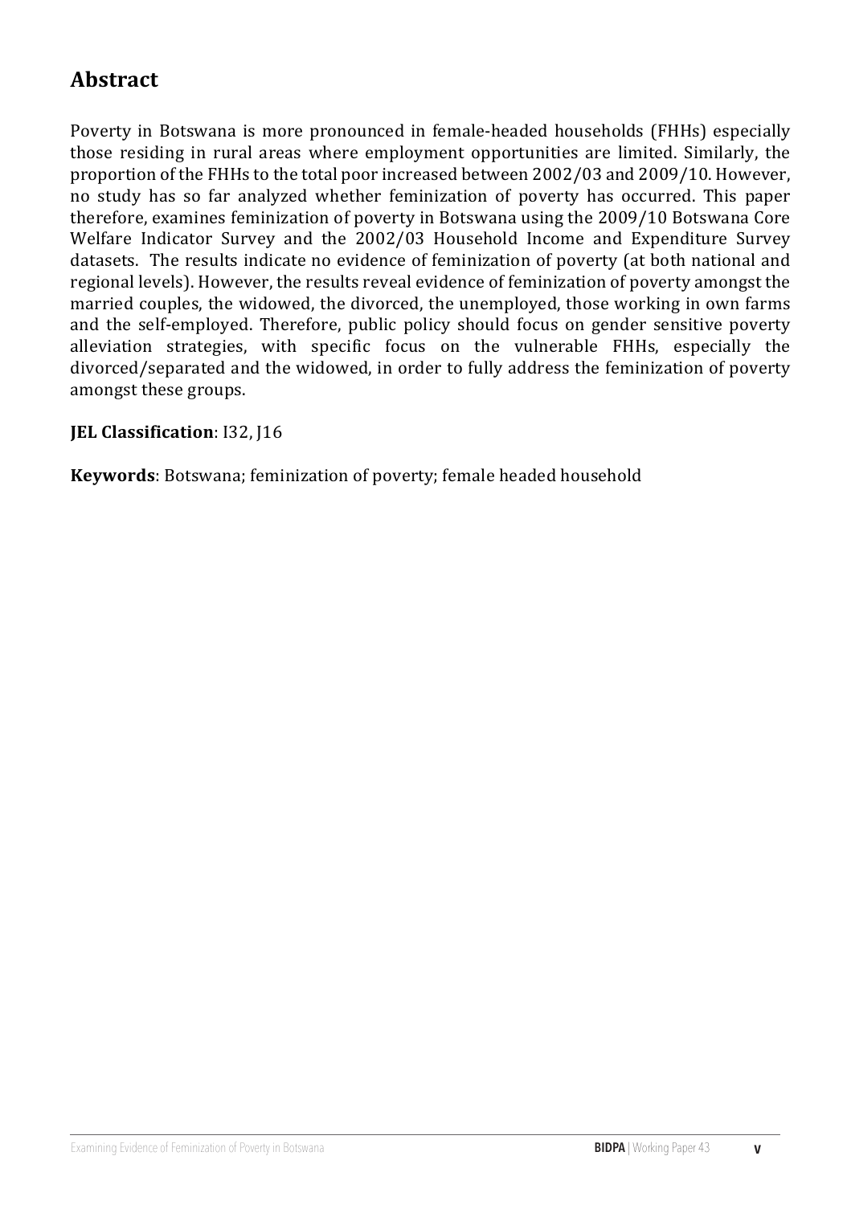## Abstract

Poverty in Botswana is more pronounced in female-headed households (FHHs) especially those residing in rural areas where employment opportunities are limited. Similarly, the proportion of the FHHs to the total poor increased between 2002/03 and 2009/10. However, no study has so far analyzed whether feminization of poverty has occurred. This paper therefore, examines feminization of poverty in Botswana using the 2009/10 Botswana Core Welfare Indicator Survey and the 2002/03 Household Income and Expenditure Survey datasets. The results indicate no evidence of feminization of poverty (at both national and regional levels). However, the results reveal evidence of feminization of poverty amongst the married couples, the widowed, the divorced, the unemployed, those working in own farms and the self-employed. Therefore, public policy should focus on gender sensitive poverty alleviation strategies, with specific focus on the vulnerable FHHs, especially the divorced/separated and the widowed, in order to fully address the feminization of poverty amongst these groups.

**JEL Classification**: I32, J16

**Keywords**: Botswana; feminization of poverty; female headed household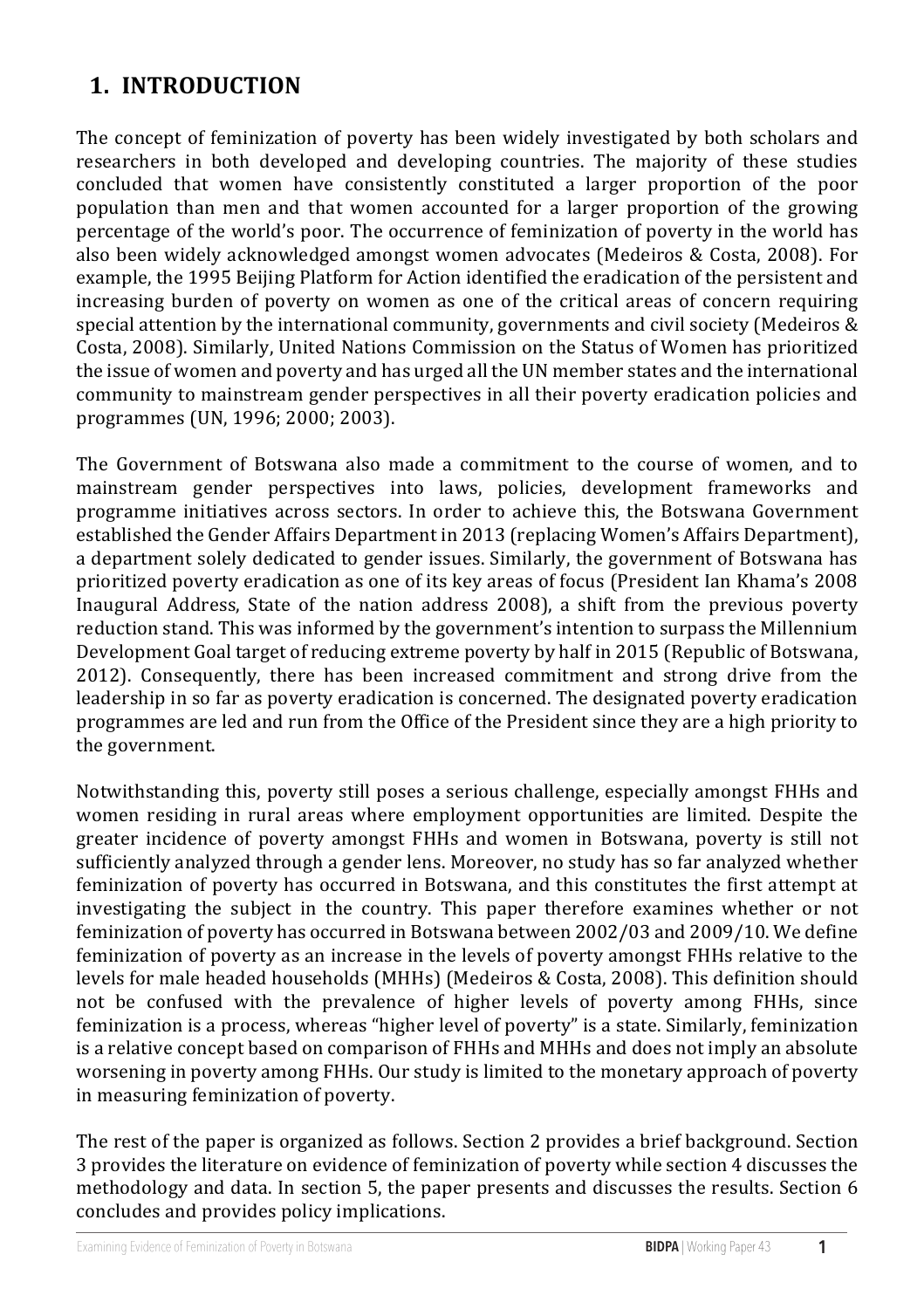# 1. INTRODUCTION

The concept of feminization of poverty has been widely investigated by both scholars and researchers in both developed and developing countries. The majority of these studies concluded that women have consistently constituted a larger proportion of the poor population than men and that women accounted for a larger proportion of the growing percentage of the world's poor. The occurrence of feminization of poverty in the world has also been widely acknowledged amongst women advocates (Medeiros & Costa, 2008). For example, the 1995 Beijing Platform for Action identified the eradication of the persistent and increasing burden of poverty on women as one of the critical areas of concern requiring special attention by the international community, governments and civil society (Medeiros & Costa, 2008). Similarly, United Nations Commission on the Status of Women has prioritized the issue of women and poverty and has urged all the UN member states and the international community to mainstream gender perspectives in all their poverty eradication policies and programmes (UN, 1996; 2000; 2003).

The Government of Botswana also made a commitment to the course of women, and to mainstream gender perspectives into laws, policies, development frameworks and programme initiatives across sectors. In order to achieve this, the Botswana Government established the Gender Affairs Department in 2013 (replacing Women's Affairs Department), a department solely dedicated to gender issues. Similarly, the government of Botswana has prioritized poverty eradication as one of its key areas of focus (President Ian Khama's 2008 Inaugural Address, State of the nation address 2008), a shift from the previous poverty reduction stand. This was informed by the government's intention to surpass the Millennium Development Goal target of reducing extreme poverty by half in 2015 (Republic of Botswana, 2012). Consequently, there has been increased commitment and strong drive from the leadership in so far as poverty eradication is concerned. The designated poverty eradication programmes are led and run from the Office of the President since they are a high priority to the government.

Notwithstanding this, poverty still poses a serious challenge, especially amongst FHHs and women residing in rural areas where employment opportunities are limited. Despite the greater incidence of poverty amongst FHHs and women in Botswana, poverty is still not sufficiently analyzed through a gender lens. Moreover, no study has so far analyzed whether feminization of poverty has occurred in Botswana, and this constitutes the first attempt at investigating the subject in the country. This paper therefore examines whether or not feminization of poverty has occurred in Botswana between 2002/03 and 2009/10. We define feminization of poverty as an increase in the levels of poverty amongst FHHs relative to the levels for male headed households (MHHs) (Medeiros & Costa, 2008). This definition should not be confused with the prevalence of higher levels of poverty among FHHs, since feminization is a process, whereas "higher level of poverty" is a state. Similarly, feminization is a relative concept based on comparison of FHHs and MHHs and does not imply an absolute worsening in poverty among FHHs. Our study is limited to the monetary approach of poverty in measuring feminization of poverty.

The rest of the paper is organized as follows. Section 2 provides a brief background. Section 3 provides the literature on evidence of feminization of poverty while section 4 discusses the methodology and data. In section 5, the paper presents and discusses the results. Section 6 concludes and provides policy implications.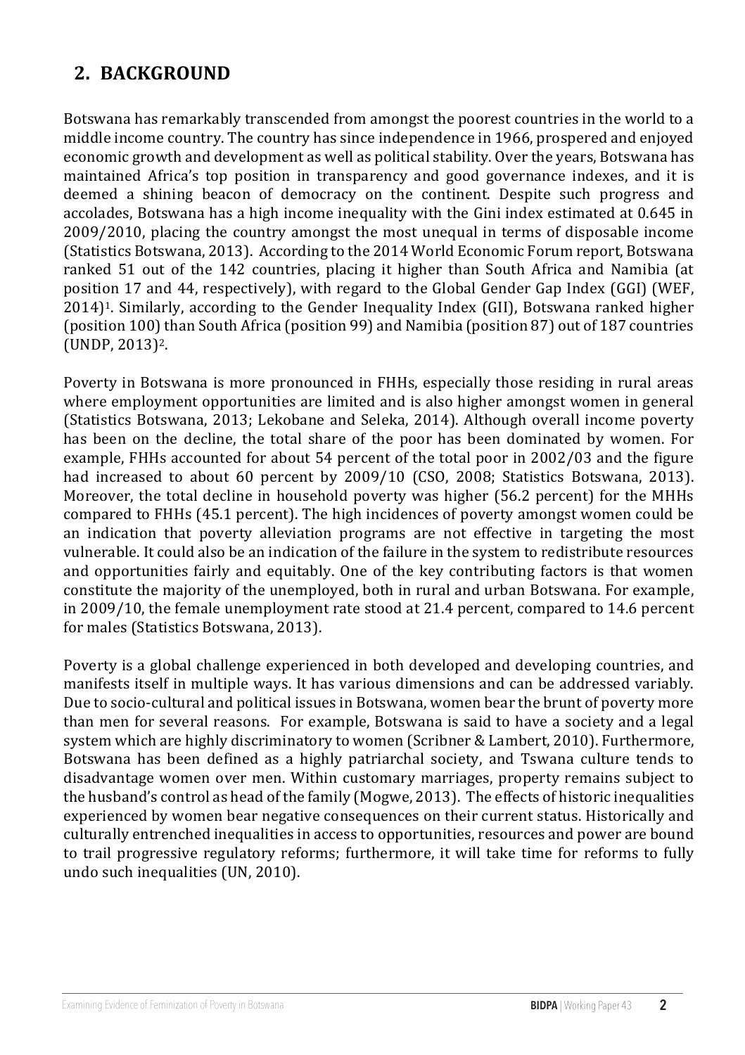## 2. BACKGROUND

Botswana has remarkably transcended from amongst the poorest countries in the world to a middle income country. The country has since independence in 1966, prospered and enjoyed economic growth and development as well as political stability. Over the years, Botswana has maintained Africa's top position in transparency and good governance indexes, and it is deemed a shining beacon of democracy on the continent. Despite such progress and accolades, Botswana has a high income inequality with the Gini index estimated at 0.645 in 2009/2010, placing the country amongst the most unequal in terms of disposable income (Statistics Botswana, 2013). According to the 2014 World Economic Forum report, Botswana ranked 51 out of the 142 countries, placing it higher than South Africa and Namibia (at position 17 and 44, respectively), with regard to the Global Gender Gap Index (GGI) (WEF, 2014)[1]. Similarly, according to the Gender Inequality Index (GII), Botswana ranked higher (position 100) than South Africa (position 99) and Namibia (position 87) out of 187 countries (UNDP, 2013)[2].

Poverty in Botswana is more pronounced in FHHs, especially those residing in rural areas where employment opportunities are limited and is also higher amongst women in general (Statistics Botswana, 2013; Lekobane and Seleka, 2014). Although overall income poverty has been on the decline, the total share of the poor has been dominated by women. For example, FHHs accounted for about 54 percent of the total poor in 2002/03 and the figure had increased to about 60 percent by 2009/10 (CSO, 2008; Statistics Botswana, 2013). Moreover, the total decline in household poverty was higher (56.2 percent) for the MHHs compared to FHHs (45.1 percent). The high incidences of poverty amongst women could be an indication that poverty alleviation programs are not effective in targeting the most vulnerable. It could also be an indication of the failure in the system to redistribute resources and opportunities fairly and equitably. One of the key contributing factors is that women constitute the majority of the unemployed, both in rural and urban Botswana. For example, in 2009/10, the female unemployment rate stood at 21.4 percent, compared to 14.6 percent for males (Statistics Botswana, 2013).

Poverty is a global challenge experienced in both developed and developing countries, and manifests itself in multiple ways. It has various dimensions and can be addressed variably. Due to socio-cultural and political issues in Botswana, women bear the brunt of poverty more than men for several reasons. For example, Botswana is said to have a society and a legal system which are highly discriminatory to women (Scribner & Lambert, 2010). Furthermore, Botswana has been defined as a highly patriarchal society, and Tswana culture tends to disadvantage women over men. Within customary marriages, property remains subject to the husband's control as head of the family (Mogwe, 2013). The effects of historic inequalities experienced by women bear negative consequences on their current status. Historically and culturally entrenched inequalities in access to opportunities, resources and power are bound to trail progressive regulatory reforms; furthermore, it will take time for reforms to fully undo such inequalities (UN, 2010).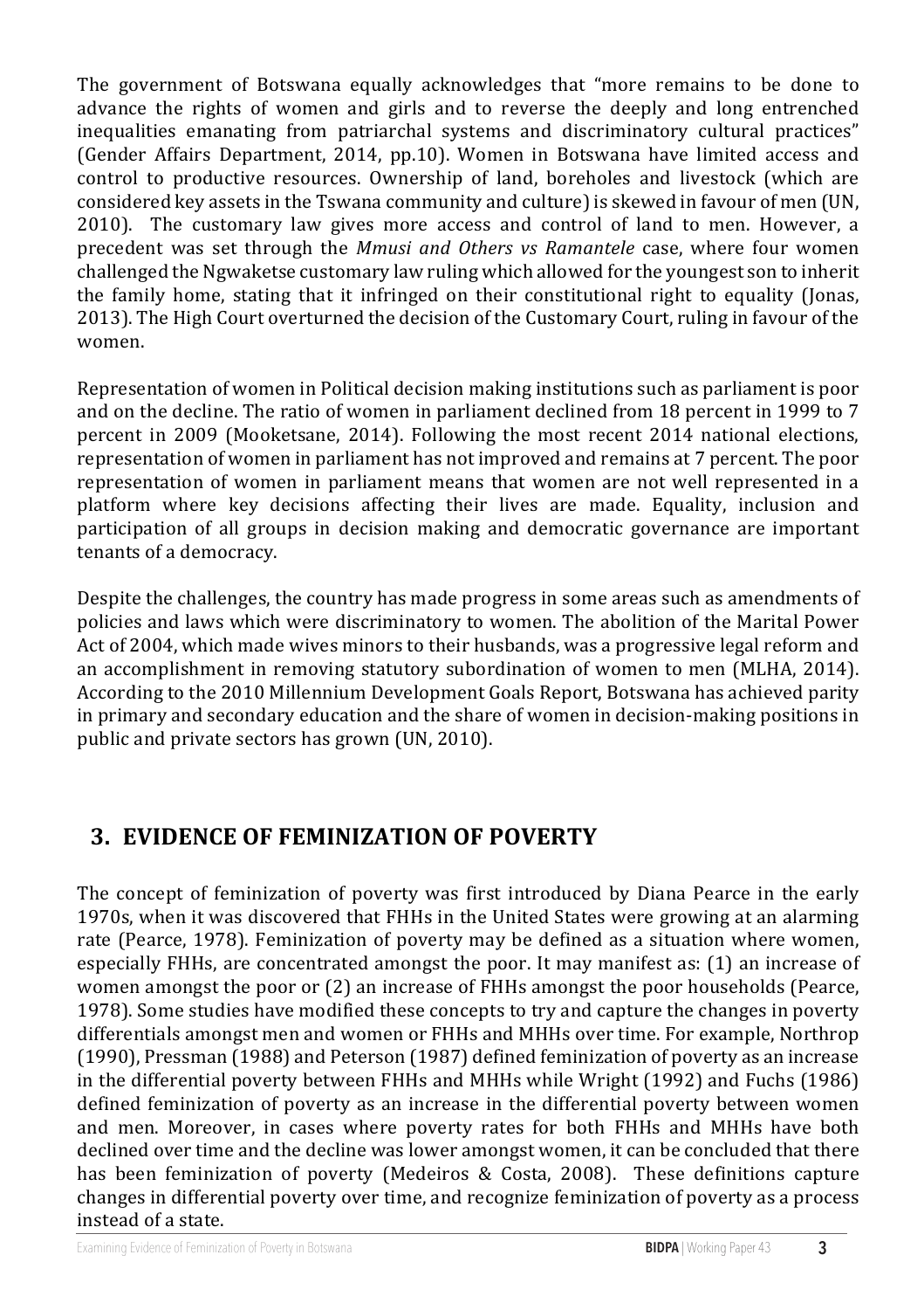The government of Botswana equally acknowledges that "more remains to be done to advance the rights of women and girls and to reverse the deeply and long entrenched inequalities emanating from patriarchal systems and discriminatory cultural practices" (Gender Affairs Department, 2014, pp.10). Women in Botswana have limited access and control to productive resources. Ownership of land, boreholes and livestock (which are considered key assets in the Tswana community and culture) is skewed in favour of men (UN, 2010). The customary law gives more access and control of land to men. However, a precedent was set through the *Mmusi and Others vs Ramantele* case, where four women challenged the Ngwaketse customary law ruling which allowed for the youngest son to inherit the family home, stating that it infringed on their constitutional right to equality (Jonas, 2013). The High Court overturned the decision of the Customary Court, ruling in favour of the women.

Representation of women in Political decision making institutions such as parliament is poor and on the decline. The ratio of women in parliament declined from 18 percent in 1999 to 7 percent in 2009 (Mooketsane, 2014). Following the most recent 2014 national elections, representation of women in parliament has not improved and remains at 7 percent. The poor representation of women in parliament means that women are not well represented in a platform where key decisions affecting their lives are made. Equality, inclusion and participation of all groups in decision making and democratic governance are important tenants of a democracy.

Despite the challenges, the country has made progress in some areas such as amendments of policies and laws which were discriminatory to women. The abolition of the Marital Power Act of 2004, which made wives minors to their husbands, was a progressive legal reform and an accomplishment in removing statutory subordination of women to men (MLHA, 2014). According to the 2010 Millennium Development Goals Report, Botswana has achieved parity in primary and secondary education and the share of women in decision-making positions in public and private sectors has grown (UN, 2010).

## 3. EVIDENCE OF FEMINIZATION OF POVERTY

The concept of feminization of poverty was first introduced by Diana Pearce in the early 1970s, when it was discovered that FHHs in the United States were growing at an alarming rate (Pearce, 1978). Feminization of poverty may be defined as a situation where women, especially FHHs, are concentrated amongst the poor. It may manifest as: (1) an increase of women amongst the poor or (2) an increase of FHHs amongst the poor households (Pearce, 1978). Some studies have modified these concepts to try and capture the changes in poverty differentials amongst men and women or FHHs and MHHs over time. For example, Northrop (1990), Pressman (1988) and Peterson (1987) defined feminization of poverty as an increase in the differential poverty between FHHs and MHHs while Wright (1992) and Fuchs (1986) defined feminization of poverty as an increase in the differential poverty between women and men. Moreover, in cases where poverty rates for both FHHs and MHHs have both declined over time and the decline was lower amongst women, it can be concluded that there has been feminization of poverty (Medeiros & Costa, 2008). These definitions capture changes in differential poverty over time, and recognize feminization of poverty as a process instead of a state.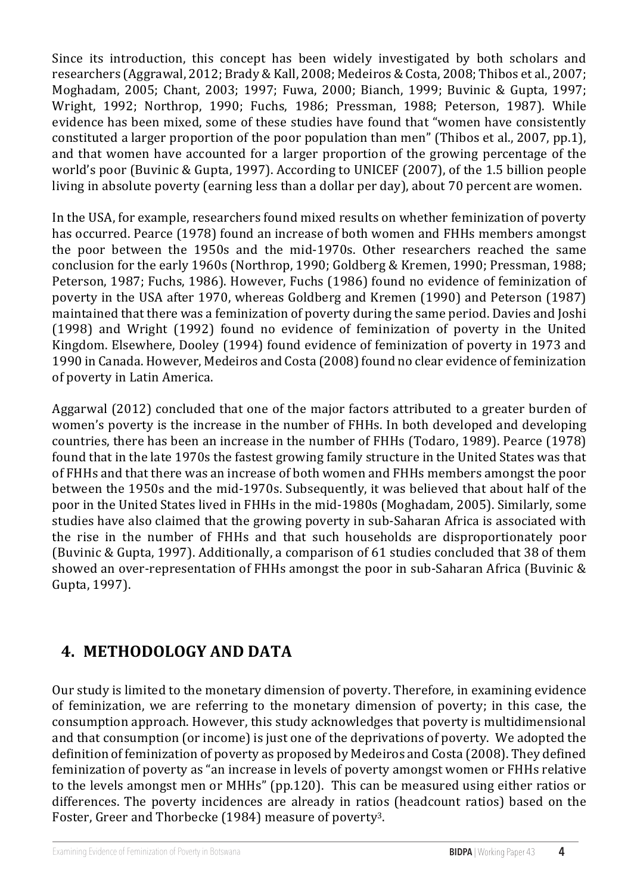Since its introduction, this concept has been widely investigated by both scholars and researchers (Aggrawal, 2012; Brady & Kall, 2008; Medeiros & Costa, 2008; Thibos et al., 2007; Moghadam, 2005; Chant, 2003; 1997; Fuwa, 2000; Bianch, 1999; Buvinic & Gupta, 1997; Wright, 1992; Northrop, 1990; Fuchs, 1986; Pressman, 1988; Peterson, 1987). While evidence has been mixed, some of these studies have found that "women have consistently constituted a larger proportion of the poor population than men" (Thibos et al., 2007, pp.1), and that women have accounted for a larger proportion of the growing percentage of the world's poor (Buvinic & Gupta, 1997). According to UNICEF (2007), of the 1.5 billion people living in absolute poverty (earning less than a dollar per day), about 70 percent are women.

In the USA, for example, researchers found mixed results on whether feminization of poverty has occurred. Pearce (1978) found an increase of both women and FHHs members amongst the poor between the 1950s and the mid-1970s. Other researchers reached the same conclusion for the early 1960s (Northrop, 1990; Goldberg & Kremen, 1990; Pressman, 1988; Peterson, 1987; Fuchs, 1986). However, Fuchs (1986) found no evidence of feminization of poverty in the USA after 1970, whereas Goldberg and Kremen (1990) and Peterson (1987) maintained that there was a feminization of poverty during the same period. Davies and Joshi (1998) and Wright (1992) found no evidence of feminization of poverty in the United Kingdom. Elsewhere, Dooley (1994) found evidence of feminization of poverty in 1973 and 1990 in Canada. However, Medeiros and Costa (2008) found no clear evidence of feminization of poverty in Latin America.

Aggarwal (2012) concluded that one of the major factors attributed to a greater burden of women's poverty is the increase in the number of FHHs. In both developed and developing countries, there has been an increase in the number of FHHs (Todaro, 1989). Pearce (1978) found that in the late 1970s the fastest growing family structure in the United States was that of FHHs and that there was an increase of both women and FHHs members amongst the poor between the 1950s and the mid-1970s. Subsequently, it was believed that about half of the poor in the United States lived in FHHs in the mid-1980s (Moghadam, 2005). Similarly, some studies have also claimed that the growing poverty in sub-Saharan Africa is associated with the rise in the number of FHHs and that such households are disproportionately poor (Buvinic & Gupta, 1997). Additionally, a comparison of 61 studies concluded that 38 of them showed an over-representation of FHHs amongst the poor in sub-Saharan Africa (Buvinic & Gupta, 1997).

## 4. METHODOLOGY AND DATA

Our study is limited to the monetary dimension of poverty. Therefore, in examining evidence of feminization, we are referring to the monetary dimension of poverty; in this case, the consumption approach. However, this study acknowledges that poverty is multidimensional and that consumption (or income) is just one of the deprivations of poverty. We adopted the definition of feminization of poverty as proposed by Medeiros and Costa (2008). They defined feminization of poverty as "an increase in levels of poverty amongst women or FHHs relative to the levels amongst men or MHHs" (pp.120). This can be measured using either ratios or differences. The poverty incidences are already in ratios (headcount ratios) based on the Foster, Greer and Thorbecke (1984) measure of poverty[3].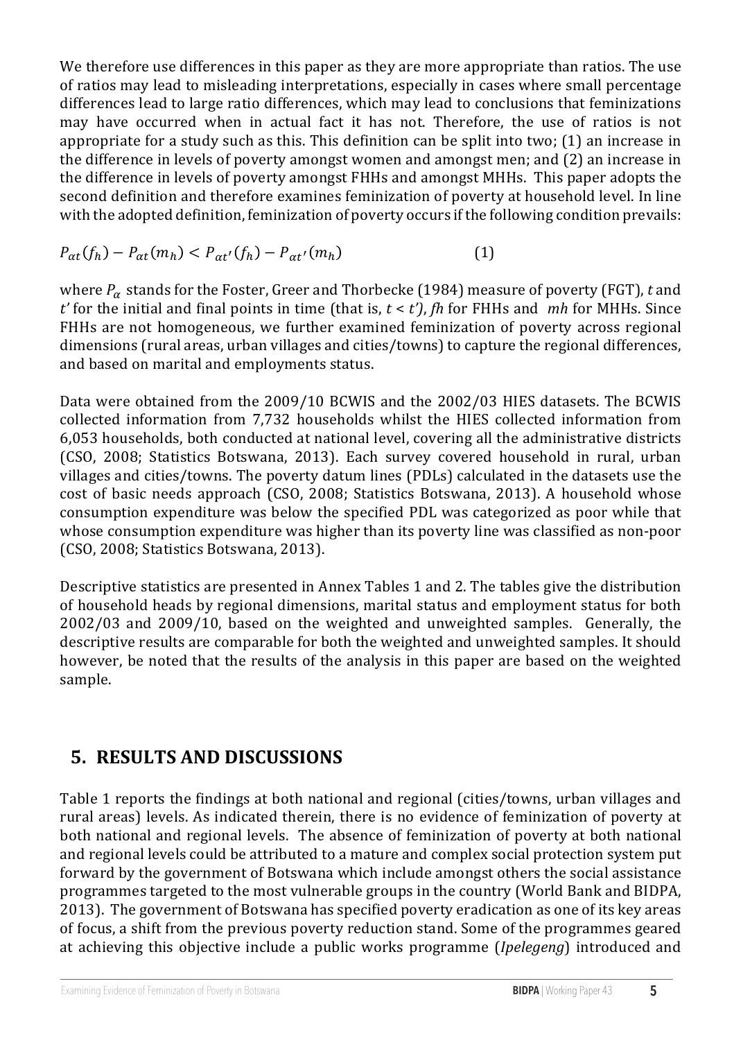We therefore use differences in this paper as they are more appropriate than ratios. The use of ratios may lead to misleading interpretations, especially in cases where small percentage differences lead to large ratio differences, which may lead to conclusions that feminizations may have occurred when in actual fact it has not. Therefore, the use of ratios is not appropriate for a study such as this. This definition can be split into two; (1) an increase in the difference in levels of poverty amongst women and amongst men; and (2) an increase in the difference in levels of poverty amongst FHHs and amongst MHHs. This paper adopts the second definition and therefore examines feminization of poverty at household level. In line with the adopted definition, feminization of poverty occurs if the following condition prevails:

$$P_{\alpha t}(f_h) - P_{\alpha t}(m_h) < P_{\alpha t'}(f_h) - P_{\alpha t'}(m_h) \qquad (1)$$

where $P_{\alpha}$ stands for the Foster, Greer and Thorbecke (1984) measure of poverty (FGT), *t* and *t'* for the initial and final points in time (that is, $t < t'$), *fh* for FHHs and *mh* for MHHs. Since FHHs are not homogeneous, we further examined feminization of poverty across regional dimensions (rural areas, urban villages and cities/towns) to capture the regional differences, and based on marital and employments status.

Data were obtained from the 2009/10 BCWIS and the 2002/03 HIES datasets. The BCWIS collected information from 7,732 households whilst the HIES collected information from 6,053 households, both conducted at national level, covering all the administrative districts (CSO, 2008; Statistics Botswana, 2013). Each survey covered household in rural, urban villages and cities/towns. The poverty datum lines (PDLs) calculated in the datasets use the cost of basic needs approach (CSO, 2008; Statistics Botswana, 2013). A household whose consumption expenditure was below the specified PDL was categorized as poor while that whose consumption expenditure was higher than its poverty line was classified as non-poor (CSO, 2008; Statistics Botswana, 2013).

Descriptive statistics are presented in Annex Tables 1 and 2. The tables give the distribution of household heads by regional dimensions, marital status and employment status for both 2002/03 and 2009/10, based on the weighted and unweighted samples. Generally, the descriptive results are comparable for both the weighted and unweighted samples. It should however, be noted that the results of the analysis in this paper are based on the weighted sample.

## 5. RESULTS AND DISCUSSIONS

Table 1 reports the findings at both national and regional (cities/towns, urban villages and rural areas) levels. As indicated therein, there is no evidence of feminization of poverty at both national and regional levels. The absence of feminization of poverty at both national and regional levels could be attributed to a mature and complex social protection system put forward by the government of Botswana which include amongst others the social assistance programmes targeted to the most vulnerable groups in the country (World Bank and BIDPA, 2013). The government of Botswana has specified poverty eradication as one of its key areas of focus, a shift from the previous poverty reduction stand. Some of the programmes geared at achieving this objective include a public works programme (*Ipelegeng*) introduced and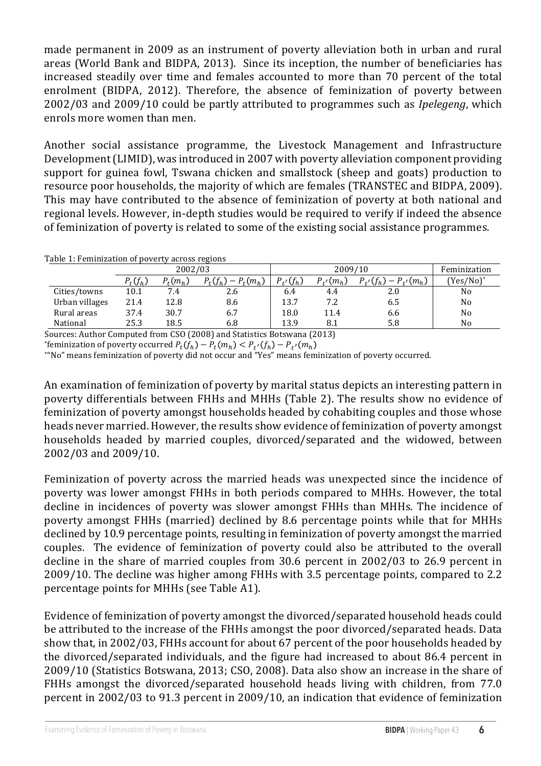made permanent in 2009 as an instrument of poverty alleviation both in urban and rural areas (World Bank and BIDPA, 2013). Since its inception, the number of beneficiaries has increased steadily over time and females accounted to more than 70 percent of the total enrolment (BIDPA, 2012). Therefore, the absence of feminization of poverty between 2002/03 and 2009/10 could be partly attributed to programmes such as *Ipelegeng*, which enrols more women than men.

Another social assistance programme, the Livestock Management and Infrastructure Development (LIMID), was introduced in 2007 with poverty alleviation component providing support for guinea fowl, Tswana chicken and smallstock (sheep and goats) production to resource poor households, the majority of which are females (TRANSTEC and BIDPA, 2009). This may have contributed to the absence of feminization of poverty at both national and regional levels. However, in-depth studies would be required to verify if indeed the absence of feminization of poverty is related to some of the existing social assistance programmes.

Table 1: Feminization of poverty across regions

| | 2002/03 | | | 2009/10 | | | Feminization |
|---|---|---|---|---|---|---|---|
| | $P_t(f_h)$ | $P_t(m_h)$ | $P_t(f_h) - P_t(m_h)$ | $P_{t'}(f_h)$ | $P_{t'}(m_h)$ | $P_{t'}(f_h) - P_{t'}(m_h)$ | (Yes/No)* |
| Cities/towns | 10.1 | 7.4 | 2.6 | 6.4 | 4.4 | 2.0 | No |
| Urban villages | 21.4 | 12.8 | 8.6 | 13.7 | 7.2 | 6.5 | No |
| Rural areas | 37.4 | 30.7 | 6.7 | 18.0 | 11.4 | 6.6 | No |
| National | 25.3 | 18.5 | 6.8 | 13.9 | 8.1 | 5.8 | No |

Sources: Author Computed from CSO (2008) and Statistics Botswana (2013)

*feminization of poverty occurred $P_t(f_h) - P_t(m_h) < P_{t'}(f_h) - P_{t'}(m_h)$

*"No" means feminization of poverty did not occur and "Yes" means feminization of poverty occurred.

An examination of feminization of poverty by marital status depicts an interesting pattern in poverty differentials between FHHs and MHHs (Table 2). The results show no evidence of feminization of poverty amongst households headed by cohabiting couples and those whose heads never married. However, the results show evidence of feminization of poverty amongst households headed by married couples, divorced/separated and the widowed, between 2002/03 and 2009/10.

Feminization of poverty across the married heads was unexpected since the incidence of poverty was lower amongst FHHs in both periods compared to MHHs. However, the total decline in incidences of poverty was slower amongst FHHs than MHHs. The incidence of poverty amongst FHHs (married) declined by 8.6 percentage points while that for MHHs declined by 10.9 percentage points, resulting in feminization of poverty amongst the married couples. The evidence of feminization of poverty could also be attributed to the overall decline in the share of married couples from 30.6 percent in 2002/03 to 26.9 percent in 2009/10. The decline was higher among FHHs with 3.5 percentage points, compared to 2.2 percentage points for MHHs (see Table A1).

Evidence of feminization of poverty amongst the divorced/separated household heads could be attributed to the increase of the FHHs amongst the poor divorced/separated heads. Data show that, in 2002/03, FHHs account for about 67 percent of the poor households headed by the divorced/separated individuals, and the figure had increased to about 86.4 percent in 2009/10 (Statistics Botswana, 2013; CSO, 2008). Data also show an increase in the share of FHHs amongst the divorced/separated household heads living with children, from 77.0 percent in 2002/03 to 91.3 percent in 2009/10, an indication that evidence of feminization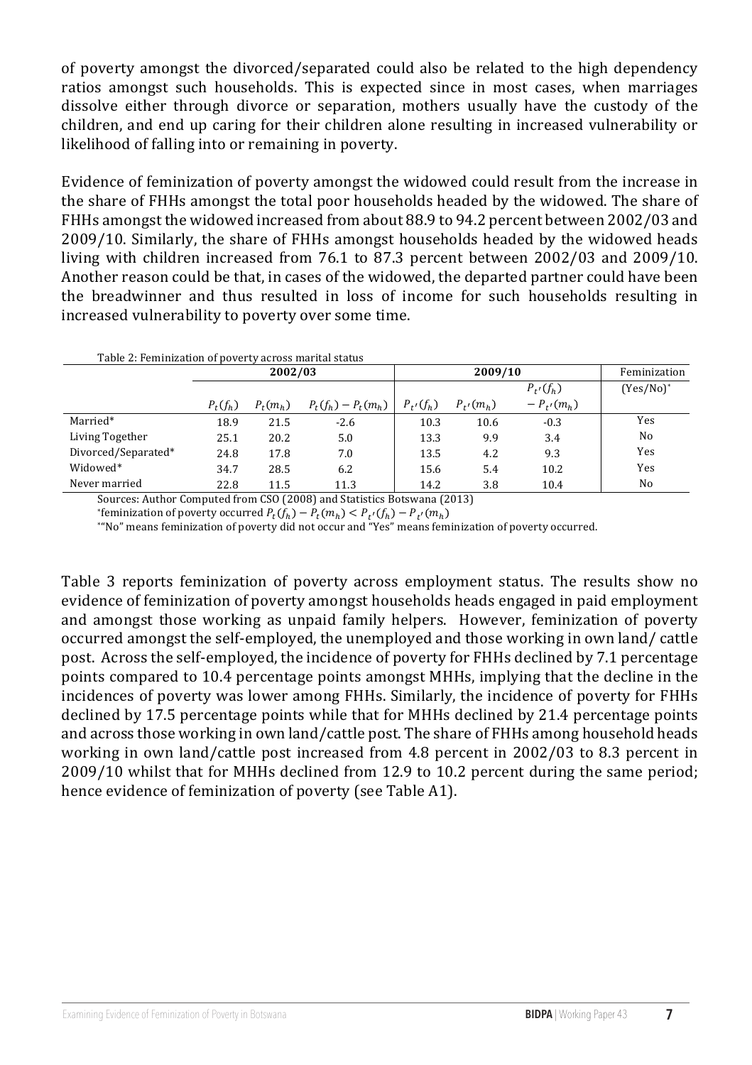of poverty amongst the divorced/separated could also be related to the high dependency ratios amongst such households. This is expected since in most cases, when marriages dissolve either through divorce or separation, mothers usually have the custody of the children, and end up caring for their children alone resulting in increased vulnerability or likelihood of falling into or remaining in poverty.

Evidence of feminization of poverty amongst the widowed could result from the increase in the share of FHHs amongst the total poor households headed by the widowed. The share of FHHs amongst the widowed increased from about 88.9 to 94.2 percent between 2002/03 and 2009/10. Similarly, the share of FHHs amongst households headed by the widowed heads living with children increased from 76.1 to 87.3 percent between 2002/03 and 2009/10. Another reason could be that, in cases of the widowed, the departed partner could have been the breadwinner and thus resulted in loss of income for such households resulting in increased vulnerability to poverty over some time.

Table 2: Feminization of poverty across marital status

| | 2002/03 | | | 2009/10 | | | Feminization |
|---|---|---|---|---|---|---|---|
| | $P_t(f_h)$ | $P_t(m_h)$ | $P_t(f_h) - P_t(m_h)$ | $P_{t'}(f_h)$ | $P_{t'}(m_h)$ | $P_{t'}(f_h) - P_{t'}(m_h)$ | (Yes/No)* |
| Married* | 18.9 | 21.5 | -2.6 | 10.3 | 10.6 | -0.3 | Yes |
| Living Together | 25.1 | 20.2 | 5.0 | 13.3 | 9.9 | 3.4 | No |
| Divorced/Separated* | 24.8 | 17.8 | 7.0 | 13.5 | 4.2 | 9.3 | Yes |
| Widowed* | 34.7 | 28.5 | 6.2 | 15.6 | 5.4 | 10.2 | Yes |
| Never married | 22.8 | 11.5 | 11.3 | 14.2 | 3.8 | 10.4 | No |

Sources: Author Computed from CSO (2008) and Statistics Botswana (2013)

*feminization of poverty occurred $P_t(f_h) - P_t(m_h) < P_{t'}(f_h) - P_{t'}(m_h)$

*"No" means feminization of poverty did not occur and "Yes" means feminization of poverty occurred.

Table 3 reports feminization of poverty across employment status. The results show no evidence of feminization of poverty amongst households heads engaged in paid employment and amongst those working as unpaid family helpers. However, feminization of poverty occurred amongst the self-employed, the unemployed and those working in own land/ cattle post. Across the self-employed, the incidence of poverty for FHHs declined by 7.1 percentage points compared to 10.4 percentage points amongst MHHs, implying that the decline in the incidences of poverty was lower among FHHs. Similarly, the incidence of poverty for FHHs declined by 17.5 percentage points while that for MHHs declined by 21.4 percentage points and across those working in own land/cattle post. The share of FHHs among household heads working in own land/cattle post increased from 4.8 percent in 2002/03 to 8.3 percent in 2009/10 whilst that for MHHs declined from 12.9 to 10.2 percent during the same period; hence evidence of feminization of poverty (see Table A1).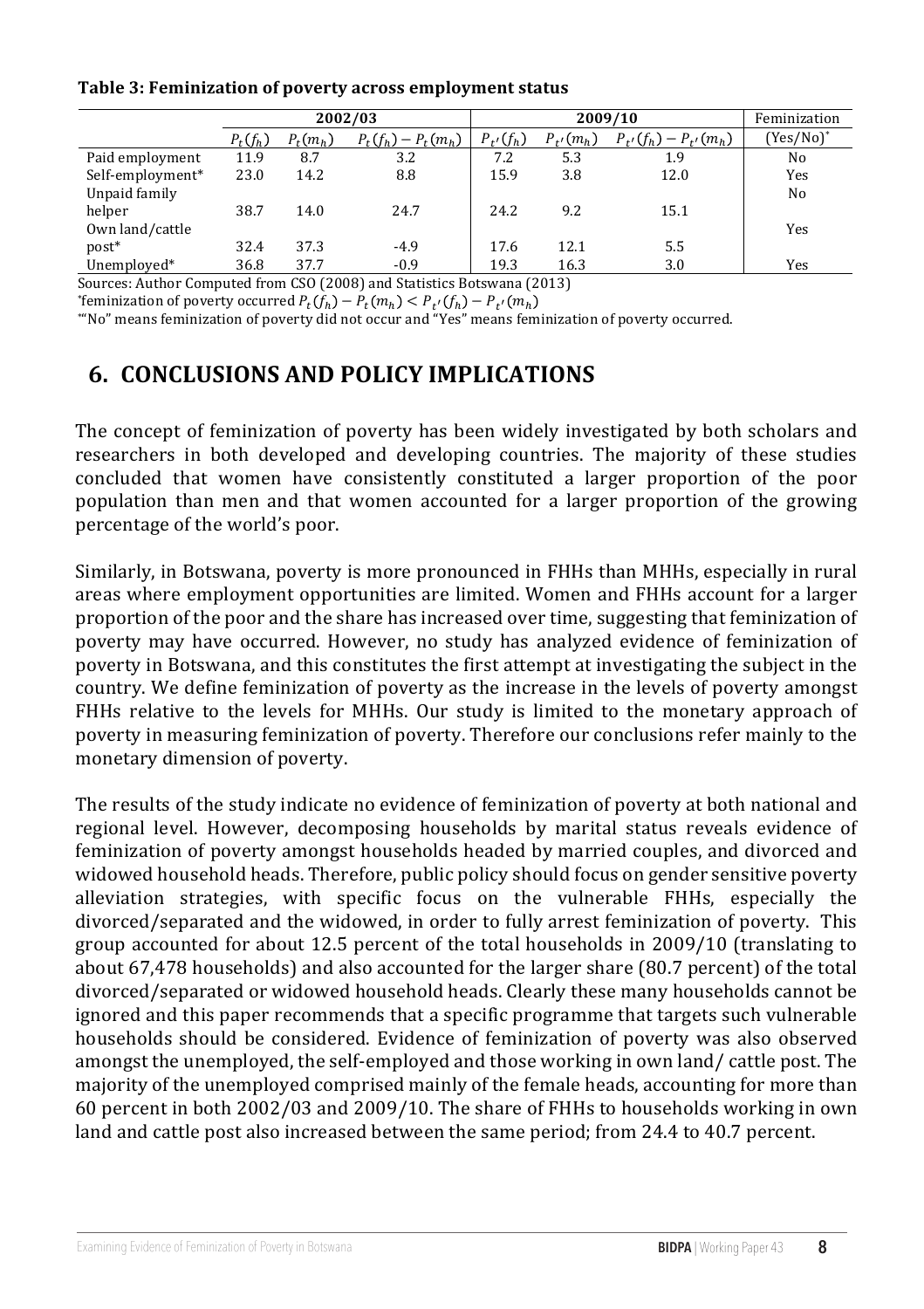**Table 3: Feminization of poverty across employment status**

| | 2002/03 | | | 2009/10 | | | Feminization |
|---|---|---|---|---|---|---|---|
| | $P_t(f_h)$ | $P_t(m_h)$ | $P_t(f_h) - P_t(m_h)$ | $P_{t'}(f_h)$ | $P_{t'}(m_h)$ | $P_{t'}(f_h) - P_{t'}(m_h)$ | (Yes/No)* |
| Paid employment | 11.9 | 8.7 | 3.2 | 7.2 | 5.3 | 1.9 | No |
| Self-employment* | 23.0 | 14.2 | 8.8 | 15.9 | 3.8 | 12.0 | Yes |
| Unpaid family helper | 38.7 | 14.0 | 24.7 | 24.2 | 9.2 | 15.1 | No |
| Own land/cattle post* | 32.4 | 37.3 | -4.9 | 17.6 | 12.1 | 5.5 | Yes |
| Unemployed* | 36.8 | 37.7 | -0.9 | 19.3 | 16.3 | 3.0 | Yes |

Sources: Author Computed from CSO (2008) and Statistics Botswana (2013)

*feminization of poverty occurred $P_t(f_h) - P_t(m_h) < P_{t'}(f_h) - P_{t'}(m_h)$

**"No" means feminization of poverty did not occur and "Yes" means feminization of poverty occurred.

## 6. CONCLUSIONS AND POLICY IMPLICATIONS

The concept of feminization of poverty has been widely investigated by both scholars and researchers in both developed and developing countries. The majority of these studies concluded that women have consistently constituted a larger proportion of the poor population than men and that women accounted for a larger proportion of the growing percentage of the world's poor.

Similarly, in Botswana, poverty is more pronounced in FHHs than MHHs, especially in rural areas where employment opportunities are limited. Women and FHHs account for a larger proportion of the poor and the share has increased over time, suggesting that feminization of poverty may have occurred. However, no study has analyzed evidence of feminization of poverty in Botswana, and this constitutes the first attempt at investigating the subject in the country. We define feminization of poverty as the increase in the levels of poverty amongst FHHs relative to the levels for MHHs. Our study is limited to the monetary approach of poverty in measuring feminization of poverty. Therefore our conclusions refer mainly to the monetary dimension of poverty.

The results of the study indicate no evidence of feminization of poverty at both national and regional level. However, decomposing households by marital status reveals evidence of feminization of poverty amongst households headed by married couples, and divorced and widowed household heads. Therefore, public policy should focus on gender sensitive poverty alleviation strategies, with specific focus on the vulnerable FHHs, especially the divorced/separated and the widowed, in order to fully arrest feminization of poverty. This group accounted for about 12.5 percent of the total households in 2009/10 (translating to about 67,478 households) and also accounted for the larger share (80.7 percent) of the total divorced/separated or widowed household heads. Clearly these many households cannot be ignored and this paper recommends that a specific programme that targets such vulnerable households should be considered. Evidence of feminization of poverty was also observed amongst the unemployed, the self-employed and those working in own land/ cattle post. The majority of the unemployed comprised mainly of the female heads, accounting for more than 60 percent in both 2002/03 and 2009/10. The share of FHHs to households working in own land and cattle post also increased between the same period; from 24.4 to 40.7 percent.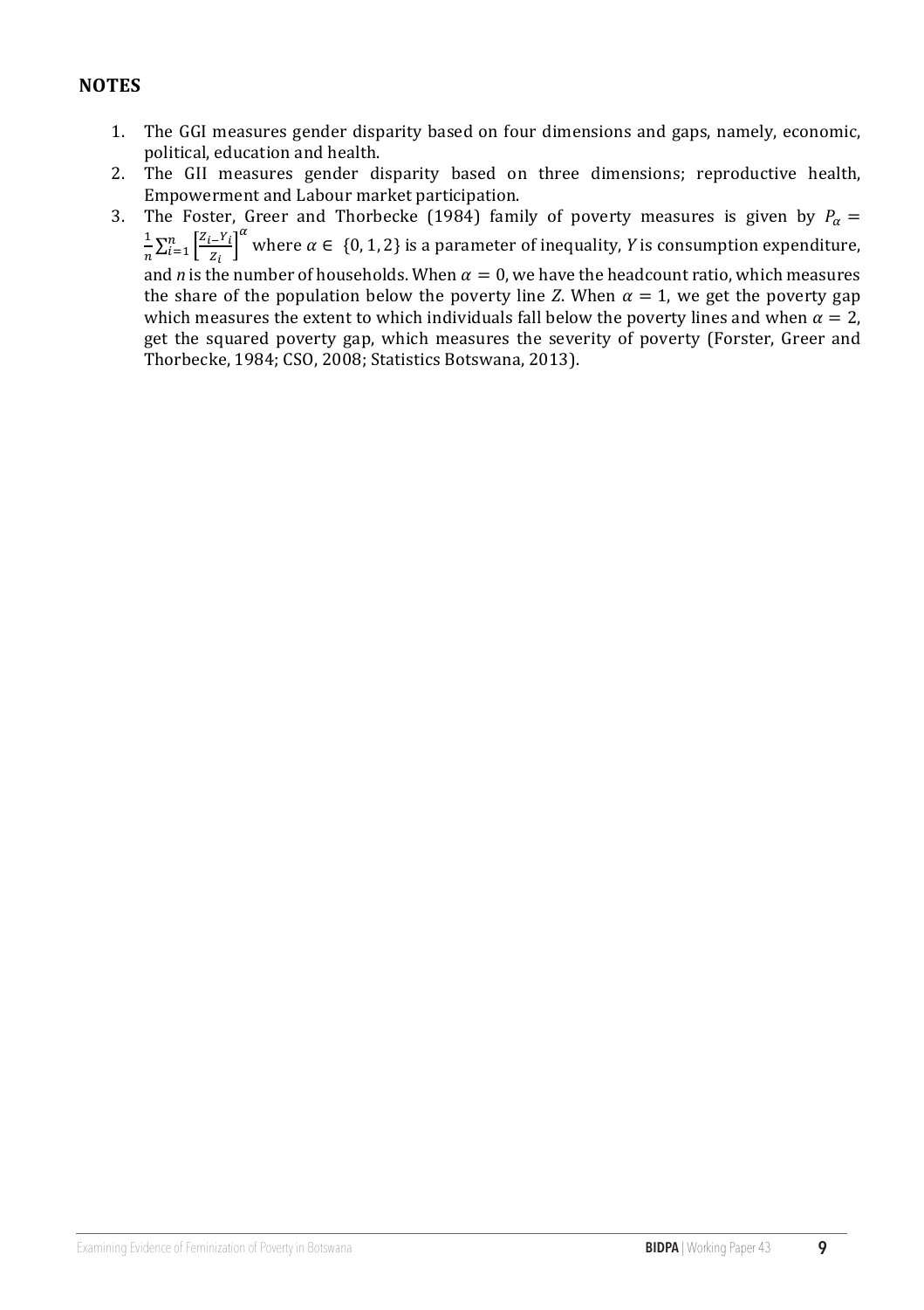## NOTES

1. The GGI measures gender disparity based on four dimensions and gaps, namely, economic, political, education and health.
2. The GII measures gender disparity based on three dimensions; reproductive health, Empowerment and Labour market participation.
3. The Foster, Greer and Thorbecke (1984) family of poverty measures is given by $P_\alpha = \frac{1}{n}\sum_{i=1}^{n}\left[\frac{Z_i - Y_i}{Z_i}\right]^\alpha$ where $\alpha \in \{0, 1, 2\}$ is a parameter of inequality, *Y* is consumption expenditure, and *n* is the number of households. When $\alpha = 0$, we have the headcount ratio, which measures the share of the population below the poverty line *Z*. When $\alpha = 1$, we get the poverty gap which measures the extent to which individuals fall below the poverty lines and when $\alpha = 2$, get the squared poverty gap, which measures the severity of poverty (Forster, Greer and Thorbecke, 1984; CSO, 2008; Statistics Botswana, 2013).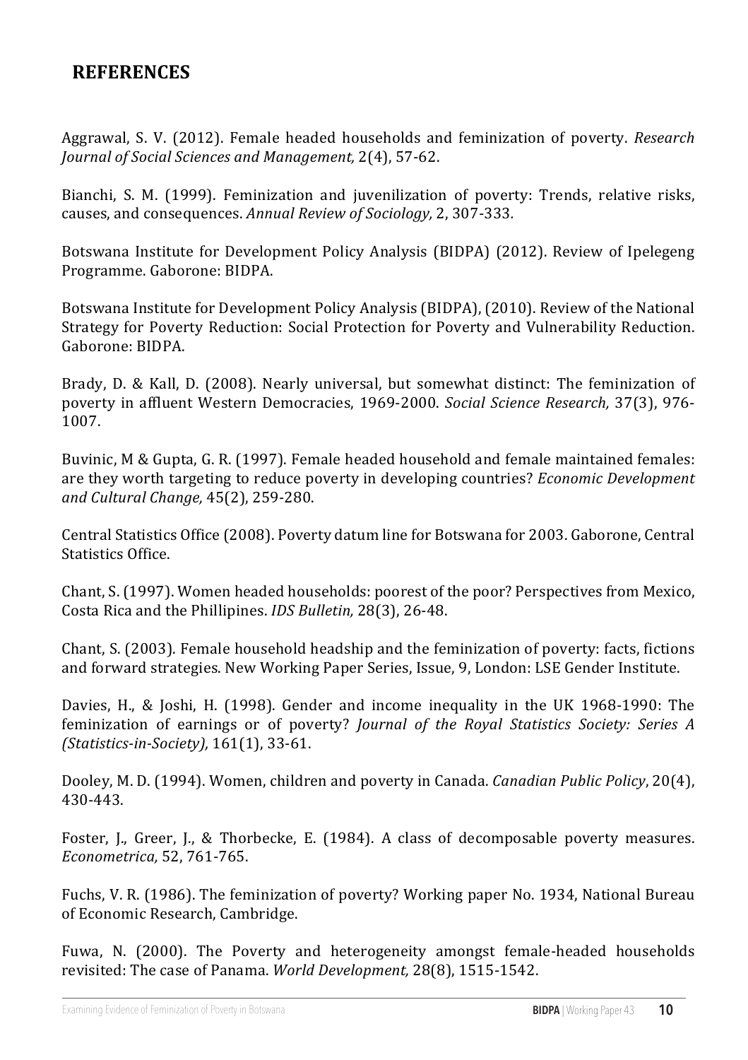## REFERENCES

Aggrawal, S. V. (2012). Female headed households and feminization of poverty. *Research Journal of Social Sciences and Management,* 2(4), 57-62.

Bianchi, S. M. (1999). Feminization and juvenilization of poverty: Trends, relative risks, causes, and consequences. *Annual Review of Sociology,* 2, 307-333.

Botswana Institute for Development Policy Analysis (BIDPA) (2012). Review of Ipelegeng Programme. Gaborone: BIDPA.

Botswana Institute for Development Policy Analysis (BIDPA), (2010). Review of the National Strategy for Poverty Reduction: Social Protection for Poverty and Vulnerability Reduction. Gaborone: BIDPA.

Brady, D. & Kall, D. (2008). Nearly universal, but somewhat distinct: The feminization of poverty in affluent Western Democracies, 1969-2000. *Social Science Research,* 37(3), 976-1007.

Buvinic, M & Gupta, G. R. (1997). Female headed household and female maintained females: are they worth targeting to reduce poverty in developing countries? *Economic Development and Cultural Change,* 45(2), 259-280.

Central Statistics Office (2008). Poverty datum line for Botswana for 2003. Gaborone, Central Statistics Office.

Chant, S. (1997). Women headed households: poorest of the poor? Perspectives from Mexico, Costa Rica and the Phillipines. *IDS Bulletin,* 28(3), 26-48.

Chant, S. (2003). Female household headship and the feminization of poverty: facts, fictions and forward strategies. New Working Paper Series, Issue, 9, London: LSE Gender Institute.

Davies, H., & Joshi, H. (1998). Gender and income inequality in the UK 1968-1990: The feminization of earnings or of poverty? *Journal of the Royal Statistics Society: Series A (Statistics-in-Society),* 161(1), 33-61.

Dooley, M. D. (1994). Women, children and poverty in Canada. *Canadian Public Policy*, 20(4), 430-443.

Foster, J., Greer, J., & Thorbecke, E. (1984). A class of decomposable poverty measures. *Econometrica,* 52, 761-765.

Fuchs, V. R. (1986). The feminization of poverty? Working paper No. 1934, National Bureau of Economic Research, Cambridge.

Fuwa, N. (2000). The Poverty and heterogeneity amongst female-headed households revisited: The case of Panama. *World Development,* 28(8), 1515-1542.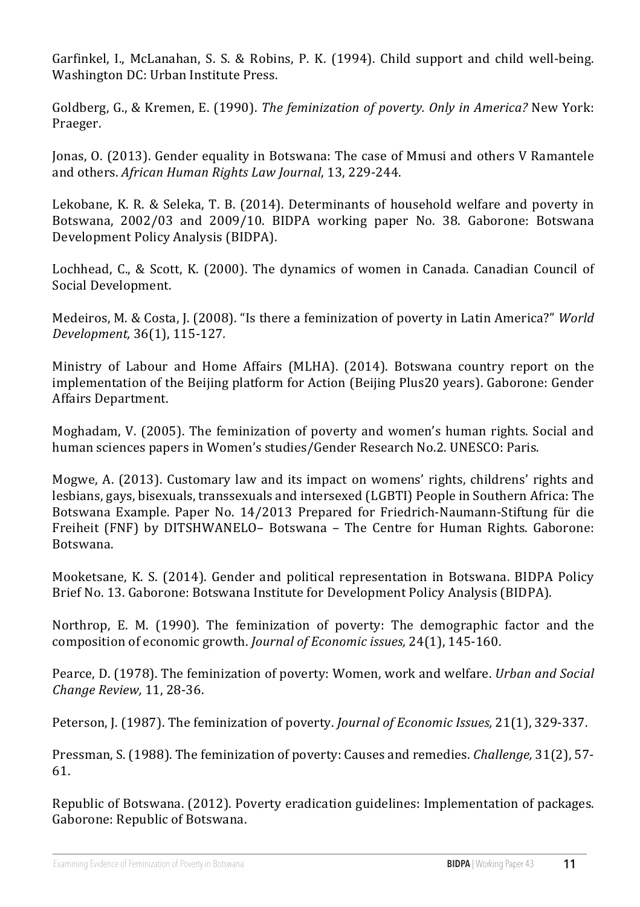Garfinkel, I., McLanahan, S. S. & Robins, P. K. (1994). Child support and child well-being. Washington DC: Urban Institute Press.

Goldberg, G., & Kremen, E. (1990). *The feminization of poverty. Only in America?* New York: Praeger.

Jonas, O. (2013). Gender equality in Botswana: The case of Mmusi and others V Ramantele and others. *African Human Rights Law Journal*, 13, 229-244.

Lekobane, K. R. & Seleka, T. B. (2014). Determinants of household welfare and poverty in Botswana, 2002/03 and 2009/10. BIDPA working paper No. 38. Gaborone: Botswana Development Policy Analysis (BIDPA).

Lochhead, C., & Scott, K. (2000). The dynamics of women in Canada. Canadian Council of Social Development.

Medeiros, M. & Costa, J. (2008). "Is there a feminization of poverty in Latin America?" *World Development,* 36(1), 115-127*.*

Ministry of Labour and Home Affairs (MLHA). (2014). Botswana country report on the implementation of the Beijing platform for Action (Beijing Plus20 years). Gaborone: Gender Affairs Department.

Moghadam, V. (2005). The feminization of poverty and women's human rights. Social and human sciences papers in Women's studies/Gender Research No.2. UNESCO: Paris.

Mogwe, A. (2013). Customary law and its impact on womens' rights, childrens' rights and lesbians, gays, bisexuals, transsexuals and intersexed (LGBTI) People in Southern Africa: The Botswana Example. Paper No. 14/2013 Prepared for Friedrich-Naumann-Stiftung für die Freiheit (FNF) by DITSHWANELO– Botswana – The Centre for Human Rights. Gaborone: Botswana.

Mooketsane, K. S. (2014). Gender and political representation in Botswana. BIDPA Policy Brief No. 13. Gaborone: Botswana Institute for Development Policy Analysis (BIDPA).

Northrop, E. M. (1990). The feminization of poverty: The demographic factor and the composition of economic growth. *Journal of Economic issues,* 24(1), 145-160.

Pearce, D. (1978). The feminization of poverty: Women, work and welfare. *Urban and Social Change Review,* 11, 28-36.

Peterson, J. (1987). The feminization of poverty. *Journal of Economic Issues,* 21(1), 329-337.

Pressman, S. (1988). The feminization of poverty: Causes and remedies. *Challenge,* 31(2), 57-61.

Republic of Botswana. (2012). Poverty eradication guidelines: Implementation of packages. Gaborone: Republic of Botswana.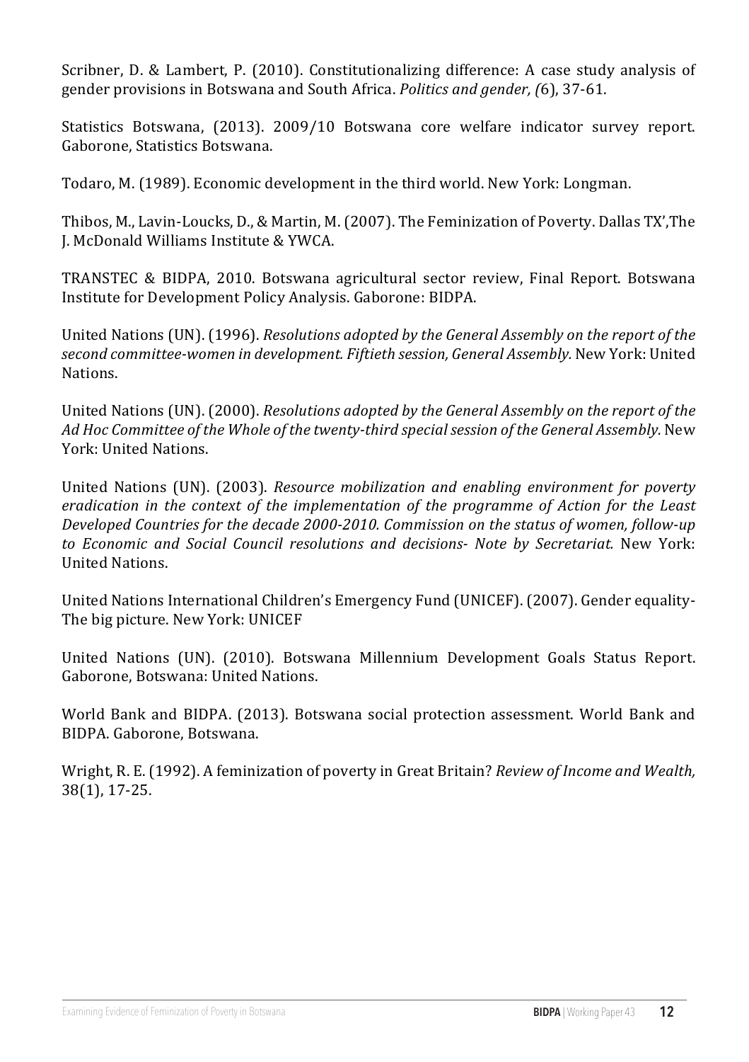Scribner, D. & Lambert, P. (2010). Constitutionalizing difference: A case study analysis of gender provisions in Botswana and South Africa. *Politics and gender, (*6), 37-61.

Statistics Botswana, (2013). 2009/10 Botswana core welfare indicator survey report. Gaborone, Statistics Botswana.

Todaro, M. (1989). Economic development in the third world. New York: Longman.

Thibos, M., Lavin-Loucks, D., & Martin, M. (2007). The Feminization of Poverty. Dallas TX',The J. McDonald Williams Institute & YWCA.

TRANSTEC & BIDPA, 2010. Botswana agricultural sector review, Final Report. Botswana Institute for Development Policy Analysis. Gaborone: BIDPA.

United Nations (UN). (1996). *Resolutions adopted by the General Assembly on the report of the second committee-women in development. Fiftieth session, General Assembly.* New York: United Nations.

United Nations (UN). (2000). *Resolutions adopted by the General Assembly on the report of the Ad Hoc Committee of the Whole of the twenty-third special session of the General Assembly.* New York: United Nations.

United Nations (UN). (2003). *Resource mobilization and enabling environment for poverty eradication in the context of the implementation of the programme of Action for the Least Developed Countries for the decade 2000-2010. Commission on the status of women, follow-up to Economic and Social Council resolutions and decisions- Note by Secretariat.* New York: United Nations.

United Nations International Children's Emergency Fund (UNICEF). (2007). Gender equality-The big picture. New York: UNICEF

United Nations (UN). (2010). Botswana Millennium Development Goals Status Report. Gaborone, Botswana: United Nations.

World Bank and BIDPA. (2013). Botswana social protection assessment. World Bank and BIDPA. Gaborone, Botswana.

Wright, R. E. (1992). A feminization of poverty in Great Britain? *Review of Income and Wealth,* 38(1), 17-25.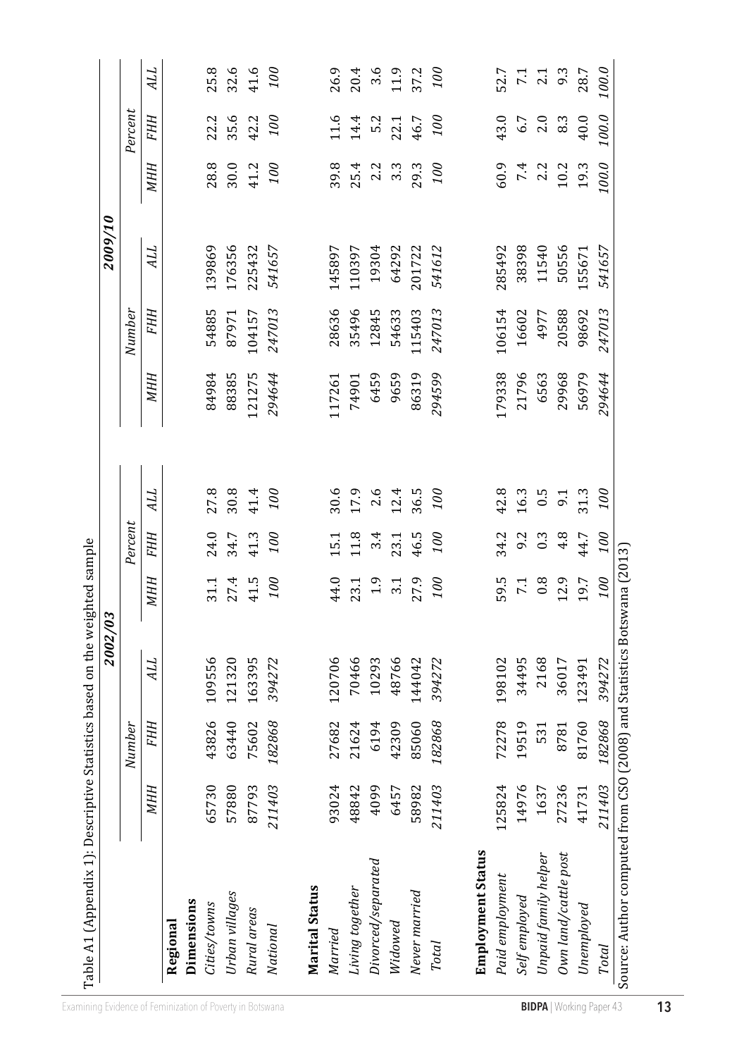Table A1 (Appendix 1): Descriptive Statistics based on the weighted sample

| | 2002/03 | | | | | | 2009/10 | | | | | |
|---|---|---|---|---|---|---|---|---|---|---|---|---|
| | Number | | | Percent | | | Number | | | Percent | | |
| | *MHH* | *FHH* | *ALL* | *MHH* | *FHH* | *ALL* | *MHH* | *FHH* | *ALL* | *MHH* | *FHH* | *ALL* |
| **Regional Dimensions** | | | | | | | | | | | | |
| *Cities/towns* | 65730 | 43826 | 109556 | 31.1 | 24.0 | 27.8 | 84984 | 54885 | 139869 | 28.8 | 22.2 | 25.8 |
| *Urban villages* | 57880 | 63440 | 121320 | 27.4 | 34.7 | 30.8 | 88385 | 87971 | 176356 | 30.0 | 35.6 | 32.6 |
| *Rural areas* | 87793 | 75602 | 163395 | 41.5 | 41.3 | 41.4 | 121275 | 104157 | 225432 | 41.2 | 42.2 | 41.6 |
| *National* | *211403* | *182868* | *394272* | *100* | *100* | *100* | *294644* | *247013* | *541657* | *100* | *100* | *100* |
| **Marital Status** | | | | | | | | | | | | |
| *Married* | 93024 | 27682 | 120706 | 44.0 | 15.1 | 30.6 | 117261 | 28636 | 145897 | 39.8 | 11.6 | 26.9 |
| *Living together* | 48842 | 21624 | 70466 | 23.1 | 11.8 | 17.9 | 74901 | 35496 | 110397 | 25.4 | 14.4 | 20.4 |
| *Divorced/separated* | 4099 | 6194 | 10293 | 1.9 | 3.4 | 2.6 | 6459 | 12845 | 19304 | 2.2 | 5.2 | 3.6 |
| *Widowed* | 6457 | 42309 | 48766 | 3.1 | 23.1 | 12.4 | 9659 | 54633 | 64292 | 3.3 | 22.1 | 11.9 |
| *Never married* | 58982 | 85060 | 144042 | 27.9 | 46.5 | 36.5 | 86319 | 115403 | 201722 | 29.3 | 46.7 | 37.2 |
| *Total* | *211403* | *182868* | *394272* | *100* | *100* | *100* | *294599* | *247013* | *541612* | *100* | *100* | *100* |
| **Employment Status** | | | | | | | | | | | | |
| *Paid employment* | 125824 | 72278 | 198102 | 59.5 | 34.2 | 42.8 | 179338 | 106154 | 285492 | 60.9 | 43.0 | 52.7 |
| *Self employed* | 14976 | 19519 | 34495 | 7.1 | 9.2 | 16.3 | 21796 | 16602 | 38398 | 7.4 | 6.7 | 7.1 |
| *Unpaid family helper* | 1637 | 531 | 2168 | 0.8 | 0.3 | 0.5 | 6563 | 4977 | 11540 | 2.2 | 2.0 | 2.1 |
| *Own land/cattle post* | 27236 | 8781 | 36017 | 12.9 | 4.8 | 9.1 | 29968 | 20588 | 50556 | 10.2 | 8.3 | 9.3 |
| *Unemployed* | 41731 | 81760 | 123491 | 19.7 | 44.7 | 31.3 | 56979 | 98692 | 155671 | 19.3 | 40.0 | 28.7 |
| *Total* | *211403* | *182868* | *394272* | *100* | *100* | *100* | *294644* | *247013* | *541657* | *100.0* | *100.0* | *100.0* |

Source: Author computed from CSO (2008) and Statistics Botswana (2013)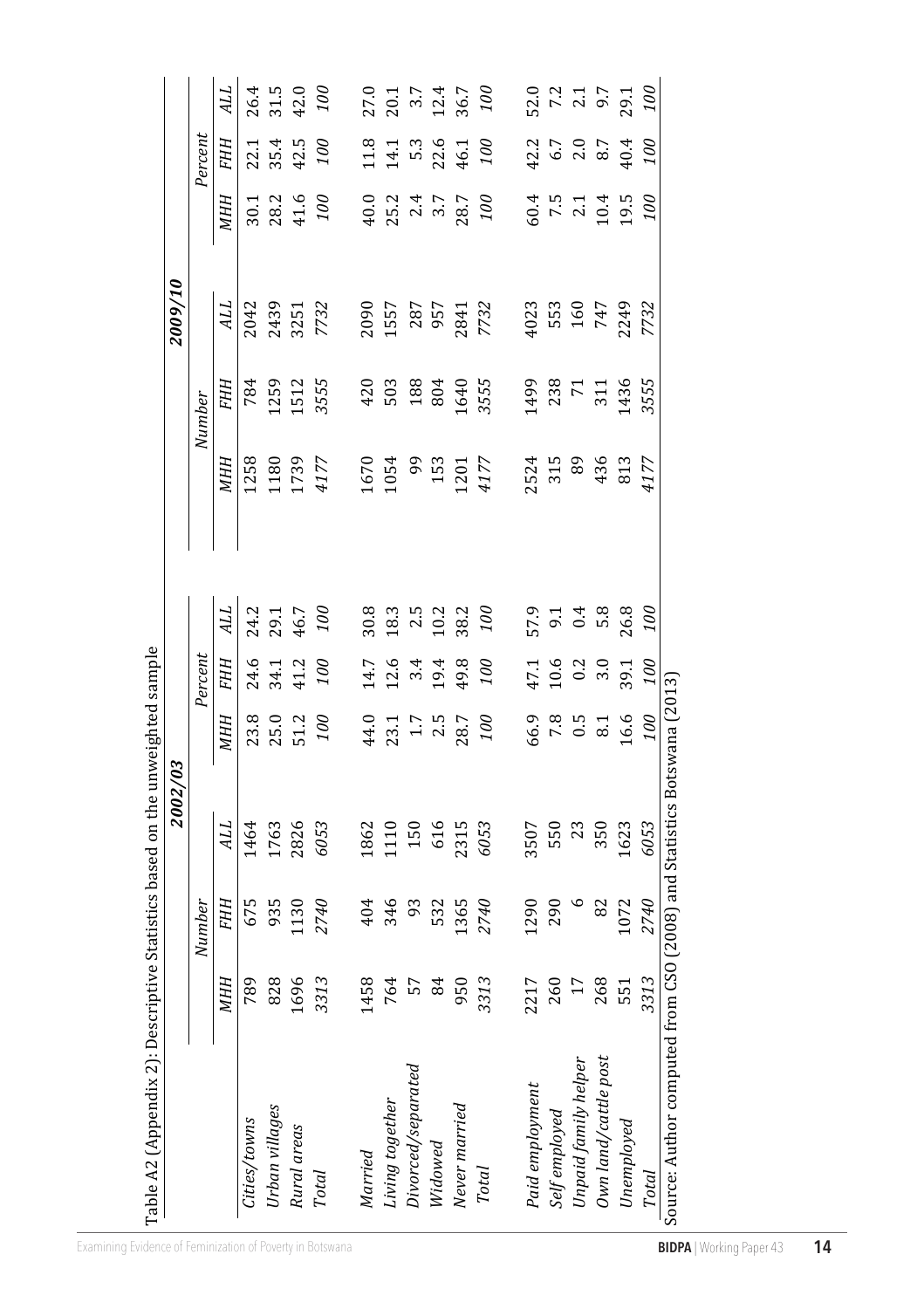Table A2 (Appendix 2): Descriptive Statistics based on the unweighted sample

| | 2002/03 | | | | | | 2009/10 | | | | | |
|---|---|---|---|---|---|---|---|---|---|---|---|---|
| | Number | | | Percent | | | Number | | | Percent | | |
| | *MHH* | *FHH* | *ALL* | *MHH* | *FHH* | *ALL* | *MHH* | *FHH* | *ALL* | *MHH* | *FHH* | *ALL* |
| *Cities/towns* | 789 | 675 | 1464 | 23.8 | 24.6 | 24.2 | 1258 | 784 | 2042 | 30.1 | 22.1 | 26.4 |
| *Urban villages* | 828 | 935 | 1763 | 25.0 | 34.1 | 29.1 | 1180 | 1259 | 2439 | 28.2 | 35.4 | 31.5 |
| *Rural areas* | 1696 | 1130 | 2826 | 51.2 | 41.2 | 46.7 | 1739 | 1512 | 3251 | 41.6 | 42.5 | 42.0 |
| *Total* | *3313* | *2740* | *6053* | *100* | *100* | *100* | *4177* | *3555* | *7732* | *100* | *100* | *100* |
| | | | | | | | | | | | | |
| *Married* | 1458 | 404 | 1862 | 44.0 | 14.7 | 30.8 | 1670 | 420 | 2090 | 40.0 | 11.8 | 27.0 |
| *Living together* | 764 | 346 | 1110 | 23.1 | 12.6 | 18.3 | 1054 | 503 | 1557 | 25.2 | 14.1 | 20.1 |
| *Divorced/separated* | 57 | 93 | 150 | 1.7 | 3.4 | 2.5 | 99 | 188 | 287 | 2.4 | 5.3 | 3.7 |
| *Widowed* | 84 | 532 | 616 | 2.5 | 19.4 | 10.2 | 153 | 804 | 957 | 3.7 | 22.6 | 12.4 |
| *Never married* | 950 | 1365 | 2315 | 28.7 | 49.8 | 38.2 | 1201 | 1640 | 2841 | 28.7 | 46.1 | 36.7 |
| *Total* | *3313* | *2740* | *6053* | *100* | *100* | *100* | *4177* | *3555* | *7732* | *100* | *100* | *100* |
| | | | | | | | | | | | | |
| *Paid employment* | 2217 | 1290 | 3507 | 66.9 | 47.1 | 57.9 | 2524 | 1499 | 4023 | 60.4 | 42.2 | 52.0 |
| *Self employed* | 260 | 290 | 550 | 7.8 | 10.6 | 9.1 | 315 | 238 | 553 | 7.5 | 6.7 | 7.2 |
| *Unpaid family helper* | 17 | 6 | 23 | 0.5 | 0.2 | 0.4 | 89 | 71 | 160 | 2.1 | 2.0 | 2.1 |
| *Own land/cattle post* | 268 | 82 | 350 | 8.1 | 3.0 | 5.8 | 436 | 311 | 747 | 10.4 | 8.7 | 9.7 |
| *Unemployed* | 551 | 1072 | 1623 | 16.6 | 39.1 | 26.8 | 813 | 1436 | 2249 | 19.5 | 40.4 | 29.1 |
| *Total* | *3313* | *2740* | *6053* | *100* | *100* | *100* | *4177* | *3555* | *7732* | *100* | *100* | *100* |

Source: Author computed from CSO (2008) and Statistics Botswana (2013)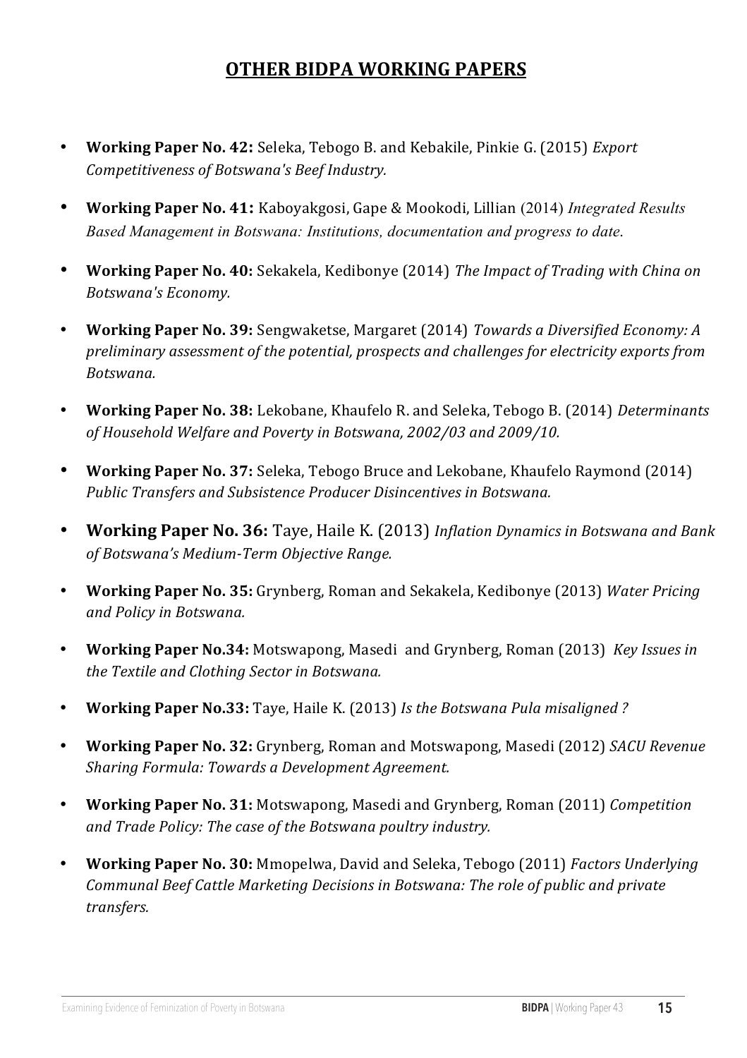# OTHER BIDPA WORKING PAPERS

- **Working Paper No. 42:** Seleka, Tebogo B. and Kebakile, Pinkie G. (2015) *Export Competitiveness of Botswana's Beef Industry.*
- **Working Paper No. 41:** Kaboyakgosi, Gape & Mookodi, Lillian (2014) *Integrated Results Based Management in Botswana: Institutions, documentation and progress to date.*
- **Working Paper No. 40:** Sekakela, Kedibonye (2014) *The Impact of Trading with China on Botswana's Economy.*
- **Working Paper No. 39:** Sengwaketse, Margaret (2014) *Towards a Diversified Economy: A preliminary assessment of the potential, prospects and challenges for electricity exports from Botswana.*
- **Working Paper No. 38:** Lekobane, Khaufelo R. and Seleka, Tebogo B. (2014) *Determinants of Household Welfare and Poverty in Botswana, 2002/03 and 2009/10.*
- **Working Paper No. 37:** Seleka, Tebogo Bruce and Lekobane, Khaufelo Raymond (2014) *Public Transfers and Subsistence Producer Disincentives in Botswana.*
- **Working Paper No. 36:** Taye, Haile K. (2013) *Inflation Dynamics in Botswana and Bank of Botswana's Medium-Term Objective Range.*
- **Working Paper No. 35:** Grynberg, Roman and Sekakela, Kedibonye (2013) *Water Pricing and Policy in Botswana.*
- **Working Paper No.34:** Motswapong, Masedi and Grynberg, Roman (2013) *Key Issues in the Textile and Clothing Sector in Botswana.*
- **Working Paper No.33:** Taye, Haile K. (2013) *Is the Botswana Pula misaligned ?*
- **Working Paper No. 32:** Grynberg, Roman and Motswapong, Masedi (2012) *SACU Revenue Sharing Formula: Towards a Development Agreement.*
- **Working Paper No. 31:** Motswapong, Masedi and Grynberg, Roman (2011) *Competition and Trade Policy: The case of the Botswana poultry industry.*
- **Working Paper No. 30:** Mmopelwa, David and Seleka, Tebogo (2011) *Factors Underlying Communal Beef Cattle Marketing Decisions in Botswana: The role of public and private transfers.*